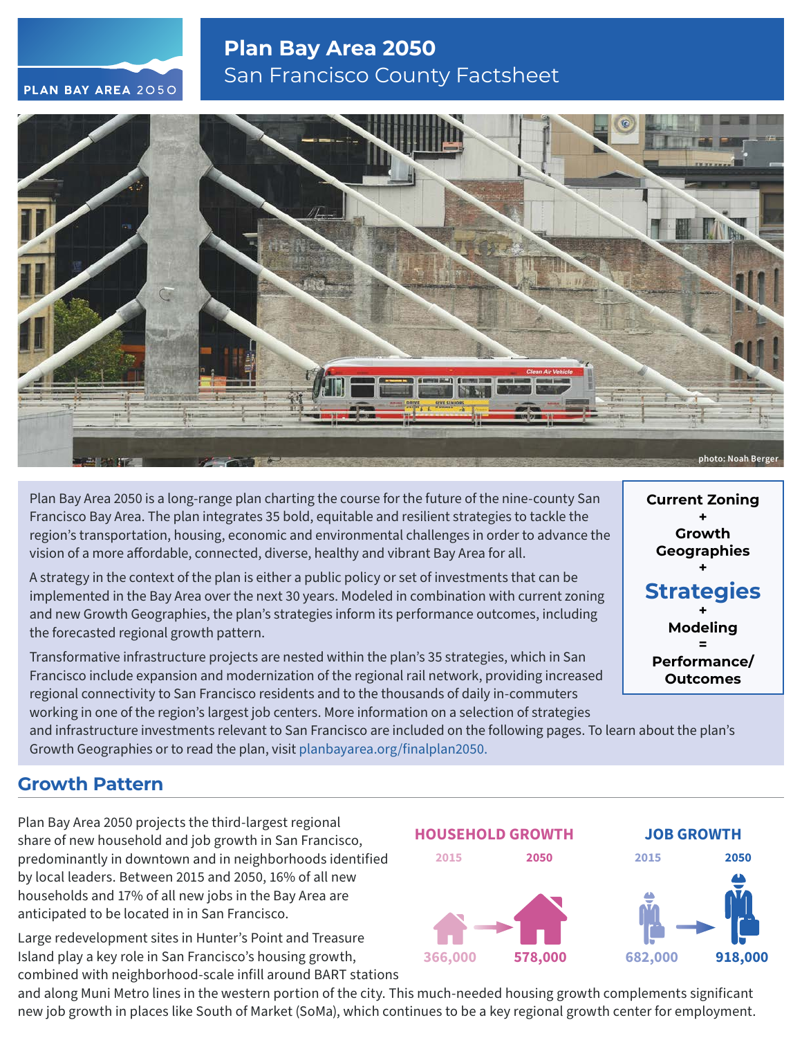# Plan Bay Area 2050

## San Francisco County Factsheet

photo: Noah Berger

Plan Bay Area 2050 is a long-range plan charting the course for the future of the nine-county San Francisco Bay Area. The plan integrates 35 bold, equitable and resilient strategies to tackle the region's transportation, housing, economic and environmental challenges in order to advance the vision of a more affordable, connected, diverse, healthy and vibrant Bay Area for all.

A strategy in the context of the plan is either a public policy or set of investments that can be implemented in the Bay Area over the next 30 years. Modeled in combination with current zoning and new Growth Geographies, the plan's strategies inform its performance outcomes, including the forecasted regional growth pattern.

Transformative infrastructure projects are nested within the plan's 35 strategies, which in San Francisco include expansion and modernization of the regional rail network, providing increased regional connectivity to San Francisco residents and to the thousands of daily in-commuters working in one of the region's largest job centers. More information on a selection of strategies and infrastructure investments relevant to San Francisco are included on the following pages. To learn about the plan's Growth Geographies or to read the plan, visit planbayarea.org/finalplan2050.

**Current Zoning**
**+**
**Growth Geographies**
**+**
**Strategies**
**+**
**Modeling**
**=**
**Performance/ Outcomes**

## Growth Pattern

Plan Bay Area 2050 projects the third-largest regional share of new household and job growth in San Francisco, predominantly in downtown and in neighborhoods identified by local leaders. Between 2015 and 2050, 16% of all new households and 17% of all new jobs in the Bay Area are anticipated to be located in in San Francisco.

Large redevelopment sites in Hunter's Point and Treasure Island play a key role in San Francisco's housing growth, combined with neighborhood-scale infill around BART stations and along Muni Metro lines in the western portion of the city. This much-needed housing growth complements significant new job growth in places like South of Market (SoMa), which continues to be a key regional growth center for employment.

**HOUSEHOLD GROWTH**

| 2015 | 2050 |
|---|---|
| 366,000 | 578,000 |

**JOB GROWTH**

| 2015 | 2050 |
|---|---|
| 682,000 | 918,000 |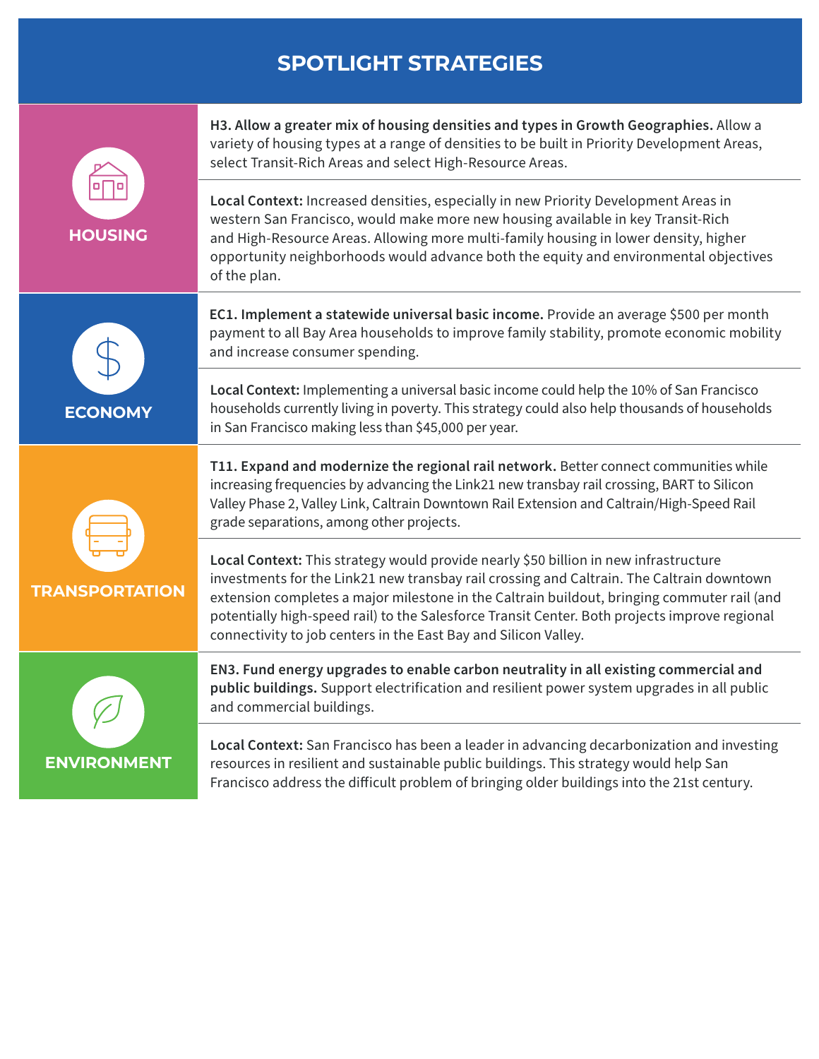# SPOTLIGHT STRATEGIES

## HOUSING

**H3. Allow a greater mix of housing densities and types in Growth Geographies.** Allow a variety of housing types at a range of densities to be built in Priority Development Areas, select Transit-Rich Areas and select High-Resource Areas.

**Local Context:** Increased densities, especially in new Priority Development Areas in western San Francisco, would make more new housing available in key Transit-Rich and High-Resource Areas. Allowing more multi-family housing in lower density, higher opportunity neighborhoods would advance both the equity and environmental objectives of the plan.

## ECONOMY

**EC1. Implement a statewide universal basic income.** Provide an average $500 per month payment to all Bay Area households to improve family stability, promote economic mobility and increase consumer spending.

**Local Context:** Implementing a universal basic income could help the 10% of San Francisco households currently living in poverty. This strategy could also help thousands of households in San Francisco making less than $45,000 per year.

## TRANSPORTATION

**T11. Expand and modernize the regional rail network.** Better connect communities while increasing frequencies by advancing the Link21 new transbay rail crossing, BART to Silicon Valley Phase 2, Valley Link, Caltrain Downtown Rail Extension and Caltrain/High-Speed Rail grade separations, among other projects.

**Local Context:** This strategy would provide nearly $50 billion in new infrastructure investments for the Link21 new transbay rail crossing and Caltrain. The Caltrain downtown extension completes a major milestone in the Caltrain buildout, bringing commuter rail (and potentially high-speed rail) to the Salesforce Transit Center. Both projects improve regional connectivity to job centers in the East Bay and Silicon Valley.

## ENVIRONMENT

**EN3. Fund energy upgrades to enable carbon neutrality in all existing commercial and public buildings.** Support electrification and resilient power system upgrades in all public and commercial buildings.

**Local Context:** San Francisco has been a leader in advancing decarbonization and investing resources in resilient and sustainable public buildings. This strategy would help San Francisco address the difficult problem of bringing older buildings into the 21st century.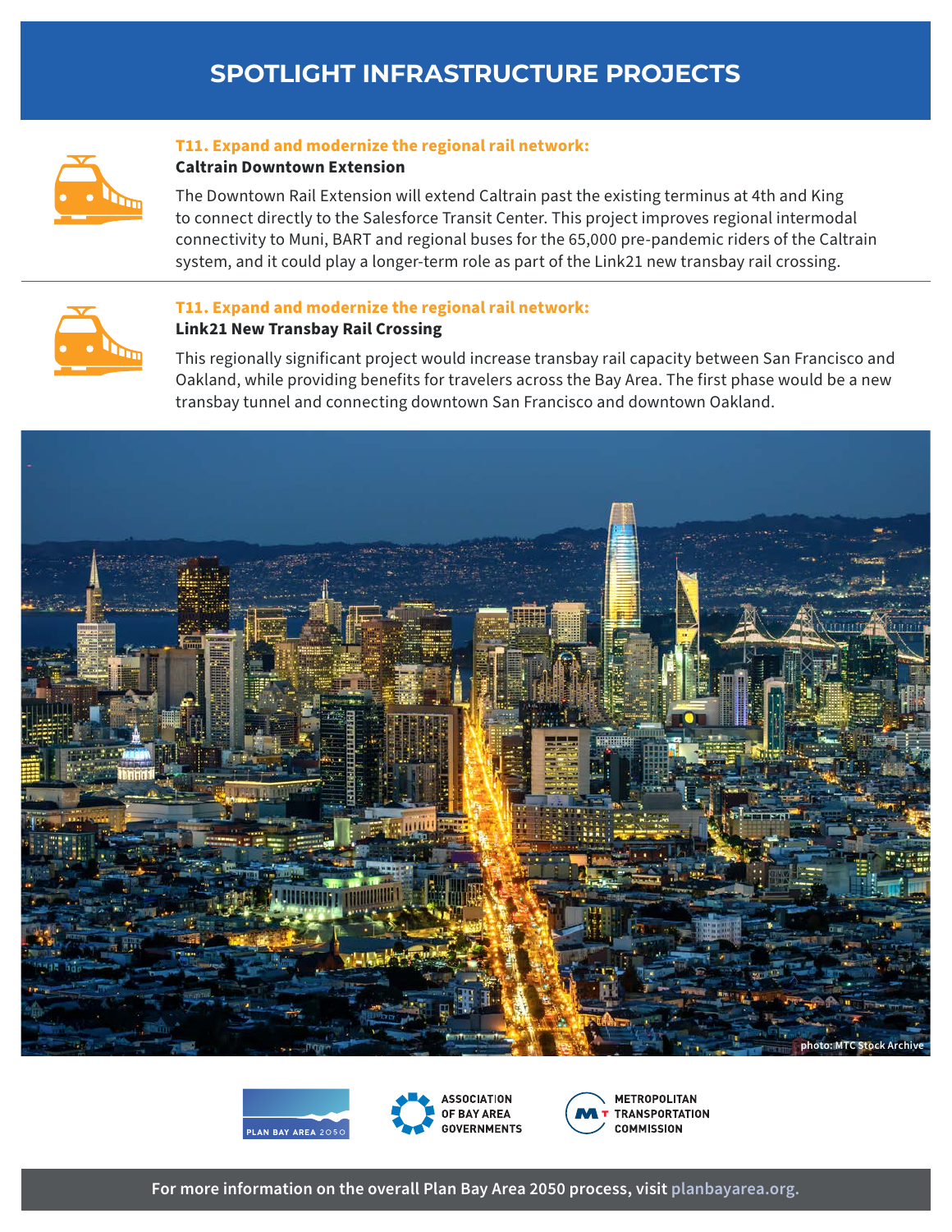# SPOTLIGHT INFRASTRUCTURE PROJECTS

### T11. Expand and modernize the regional rail network:

**Caltrain Downtown Extension**

The Downtown Rail Extension will extend Caltrain past the existing terminus at 4th and King to connect directly to the Salesforce Transit Center. This project improves regional intermodal connectivity to Muni, BART and regional buses for the 65,000 pre-pandemic riders of the Caltrain system, and it could play a longer-term role as part of the Link21 new transbay rail crossing.

---

### T11. Expand and modernize the regional rail network:

**Link21 New Transbay Rail Crossing**

This regionally significant project would increase transbay rail capacity between San Francisco and Oakland, while providing benefits for travelers across the Bay Area. The first phase would be a new transbay tunnel and connecting downtown San Francisco and downtown Oakland.

photo: MTC Stock Archive

PLAN BAY AREA 2050

ASSOCIATION OF BAY AREA GOVERNMENTS

METROPOLITAN TRANSPORTATION COMMISSION

For more information on the overall Plan Bay Area 2050 process, visit planbayarea.org.